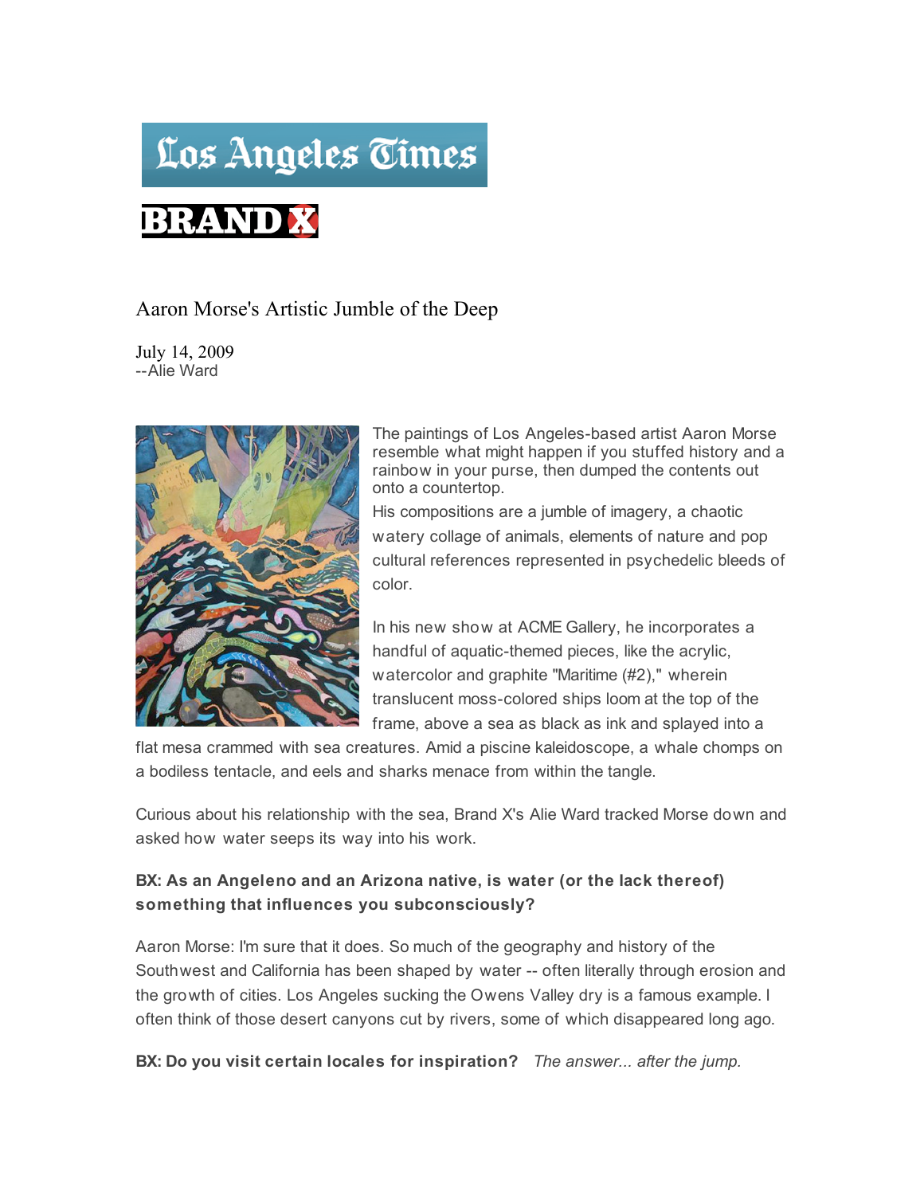Los Angeles Times

BRAND X

# Aaron Morse's Artistic Jumble of the Deep

July 14, 2009
--Alie Ward

The paintings of Los Angeles-based artist Aaron Morse resemble what might happen if you stuffed history and a rainbow in your purse, then dumped the contents out onto a countertop.

His compositions are a jumble of imagery, a chaotic watery collage of animals, elements of nature and pop cultural references represented in psychedelic bleeds of color.

In his new show at ACME Gallery, he incorporates a handful of aquatic-themed pieces, like the acrylic, watercolor and graphite "Maritime (#2)," wherein translucent moss-colored ships loom at the top of the frame, above a sea as black as ink and splayed into a flat mesa crammed with sea creatures. Amid a piscine kaleidoscope, a whale chomps on a bodiless tentacle, and eels and sharks menace from within the tangle.

Curious about his relationship with the sea, Brand X's Alie Ward tracked Morse down and asked how water seeps its way into his work.

**BX: As an Angeleno and an Arizona native, is water (or the lack thereof) something that influences you subconsciously?**

Aaron Morse: I'm sure that it does. So much of the geography and history of the Southwest and California has been shaped by water -- often literally through erosion and the growth of cities. Los Angeles sucking the Owens Valley dry is a famous example. I often think of those desert canyons cut by rivers, some of which disappeared long ago.

**BX: Do you visit certain locales for inspiration?** *The answer... after the jump.*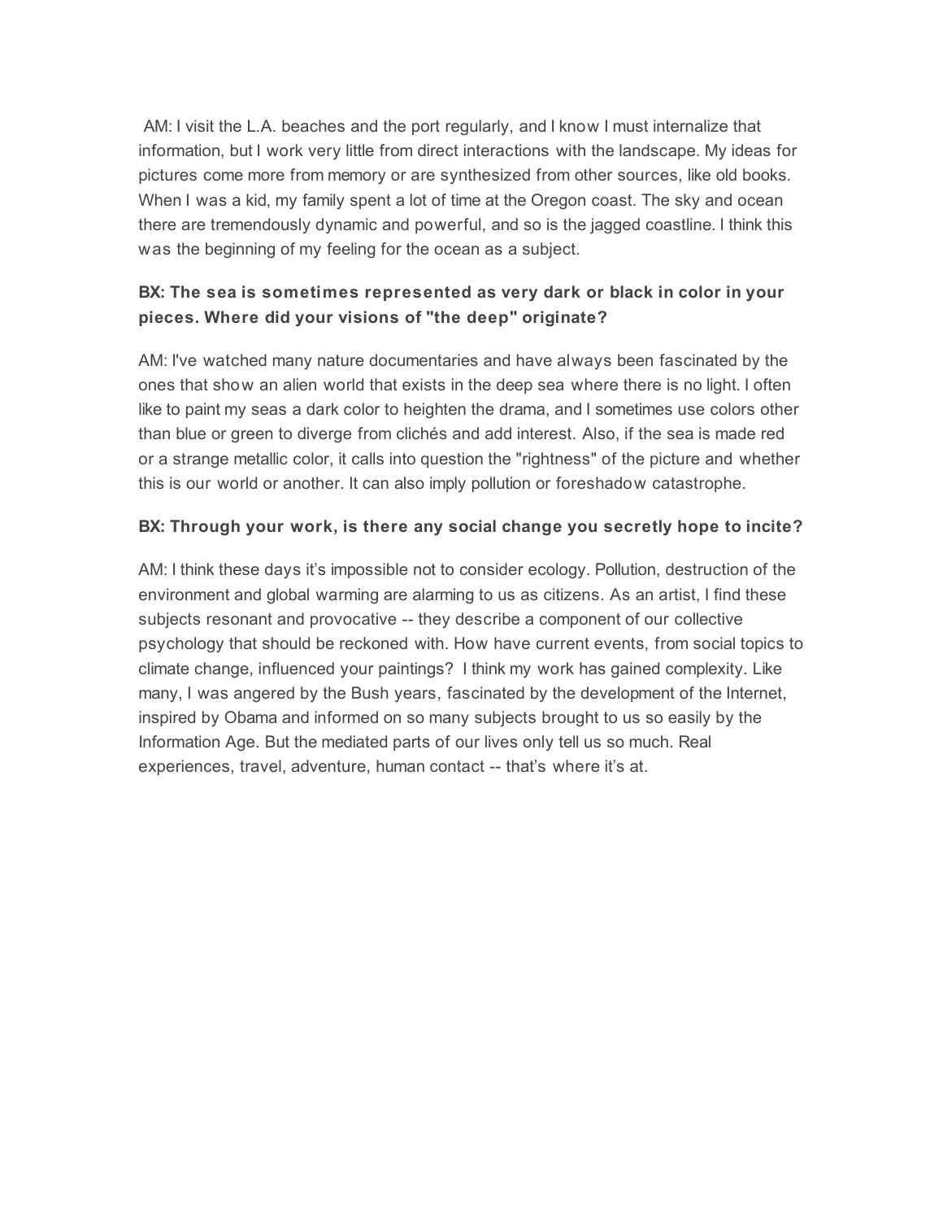AM: I visit the L.A. beaches and the port regularly, and I know I must internalize that information, but I work very little from direct interactions with the landscape. My ideas for pictures come more from memory or are synthesized from other sources, like old books. When I was a kid, my family spent a lot of time at the Oregon coast. The sky and ocean there are tremendously dynamic and powerful, and so is the jagged coastline. I think this was the beginning of my feeling for the ocean as a subject.

**BX: The sea is sometimes represented as very dark or black in color in your pieces. Where did your visions of "the deep" originate?**

AM: I've watched many nature documentaries and have always been fascinated by the ones that show an alien world that exists in the deep sea where there is no light. I often like to paint my seas a dark color to heighten the drama, and I sometimes use colors other than blue or green to diverge from clichés and add interest. Also, if the sea is made red or a strange metallic color, it calls into question the "rightness" of the picture and whether this is our world or another. It can also imply pollution or foreshadow catastrophe.

**BX: Through your work, is there any social change you secretly hope to incite?**

AM: I think these days it's impossible not to consider ecology. Pollution, destruction of the environment and global warming are alarming to us as citizens. As an artist, I find these subjects resonant and provocative -- they describe a component of our collective psychology that should be reckoned with. How have current events, from social topics to climate change, influenced your paintings? I think my work has gained complexity. Like many, I was angered by the Bush years, fascinated by the development of the Internet, inspired by Obama and informed on so many subjects brought to us so easily by the Information Age. But the mediated parts of our lives only tell us so much. Real experiences, travel, adventure, human contact -- that's where it's at.